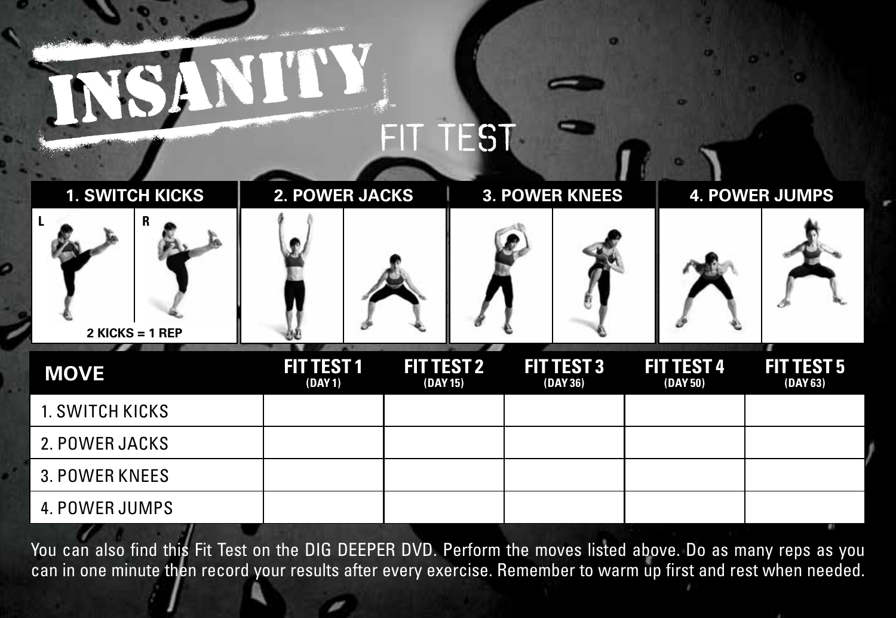# INSANITY

## FIT TEST

| 1. SWITCH KICKS | 2. POWER JACKS | 3. POWER KNEES | 4. POWER JUMPS |
|---|---|---|---|
| L / R — 2 KICKS = 1 REP | | | |

| MOVE | FIT TEST 1 (DAY 1) | FIT TEST 2 (DAY 15) | FIT TEST 3 (DAY 36) | FIT TEST 4 (DAY 50) | FIT TEST 5 (DAY 63) |
|---|---|---|---|---|---|
| 1. SWITCH KICKS | | | | | |
| 2. POWER JACKS | | | | | |
| 3. POWER KNEES | | | | | |
| 4. POWER JUMPS | | | | | |

You can also find this Fit Test on the DIG DEEPER DVD. Perform the moves listed above. Do as many reps as you can in one minute then record your results after every exercise. Remember to warm up first and rest when needed.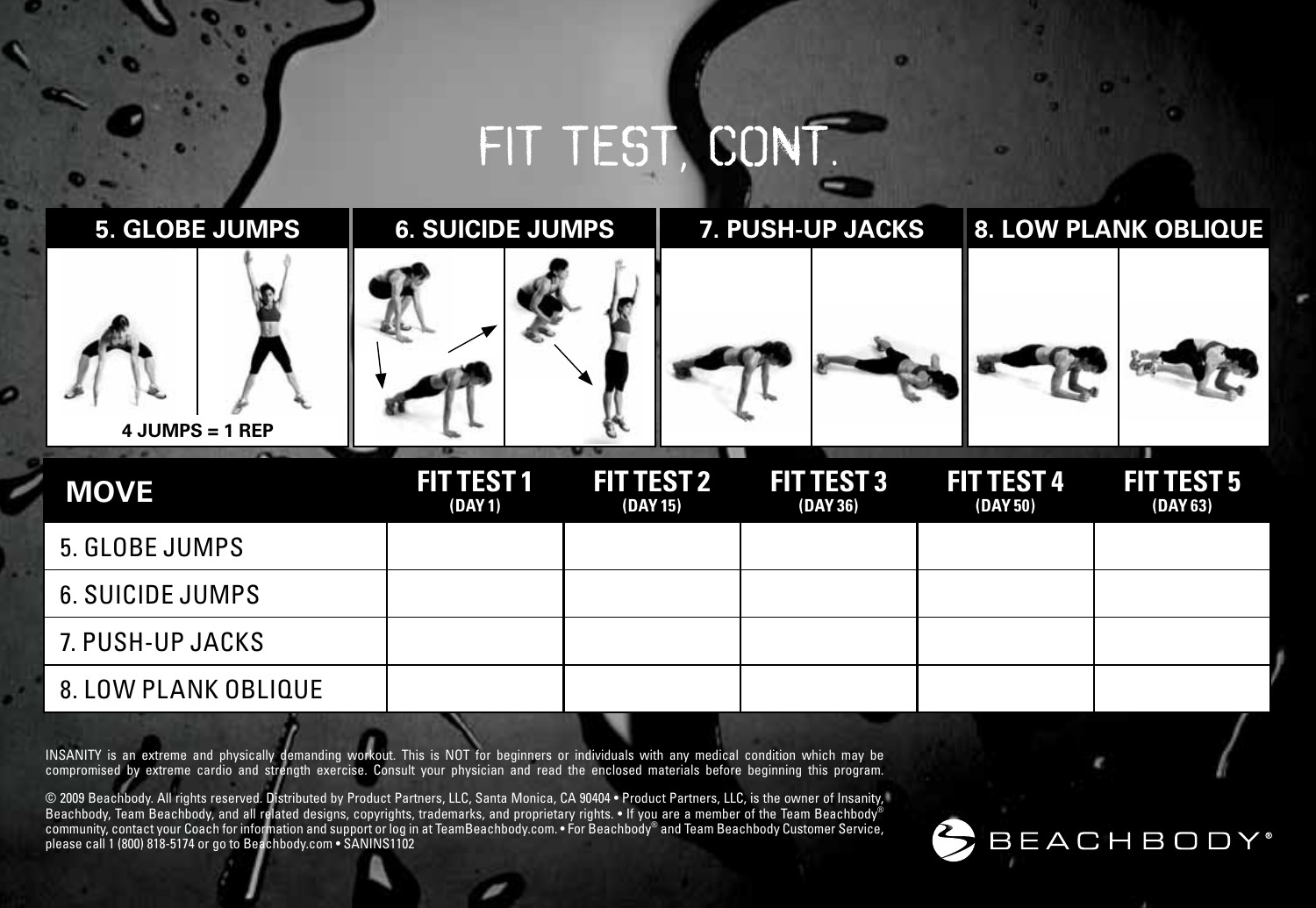# FIT TEST, CONT.

**5. GLOBE JUMPS**

4 JUMPS = 1 REP

**6. SUICIDE JUMPS**

**7. PUSH-UP JACKS**

**8. LOW PLANK OBLIQUE**

| MOVE | FIT TEST 1 (DAY 1) | FIT TEST 2 (DAY 15) | FIT TEST 3 (DAY 36) | FIT TEST 4 (DAY 50) | FIT TEST 5 (DAY 63) |
|---|---|---|---|---|---|
| 5. GLOBE JUMPS | | | | | |
| 6. SUICIDE JUMPS | | | | | |
| 7. PUSH-UP JACKS | | | | | |
| 8. LOW PLANK OBLIQUE | | | | | |

INSANITY is an extreme and physically demanding workout. This is NOT for beginners or individuals with any medical condition which may be compromised by extreme cardio and strength exercise. Consult your physician and read the enclosed materials before beginning this program.

© 2009 Beachbody. All rights reserved. Distributed by Product Partners, LLC, Santa Monica, CA 90404 • Product Partners, LLC, is the owner of Insanity, Beachbody, Team Beachbody, and all related designs, copyrights, trademarks, and proprietary rights. • If you are a member of the Team Beachbody® community, contact your Coach for information and support or log in at TeamBeachbody.com. • For Beachbody® and Team Beachbody Customer Service, please call 1 (800) 818-5174 or go to Beachbody.com • SANINS1102

BEACHBODY®